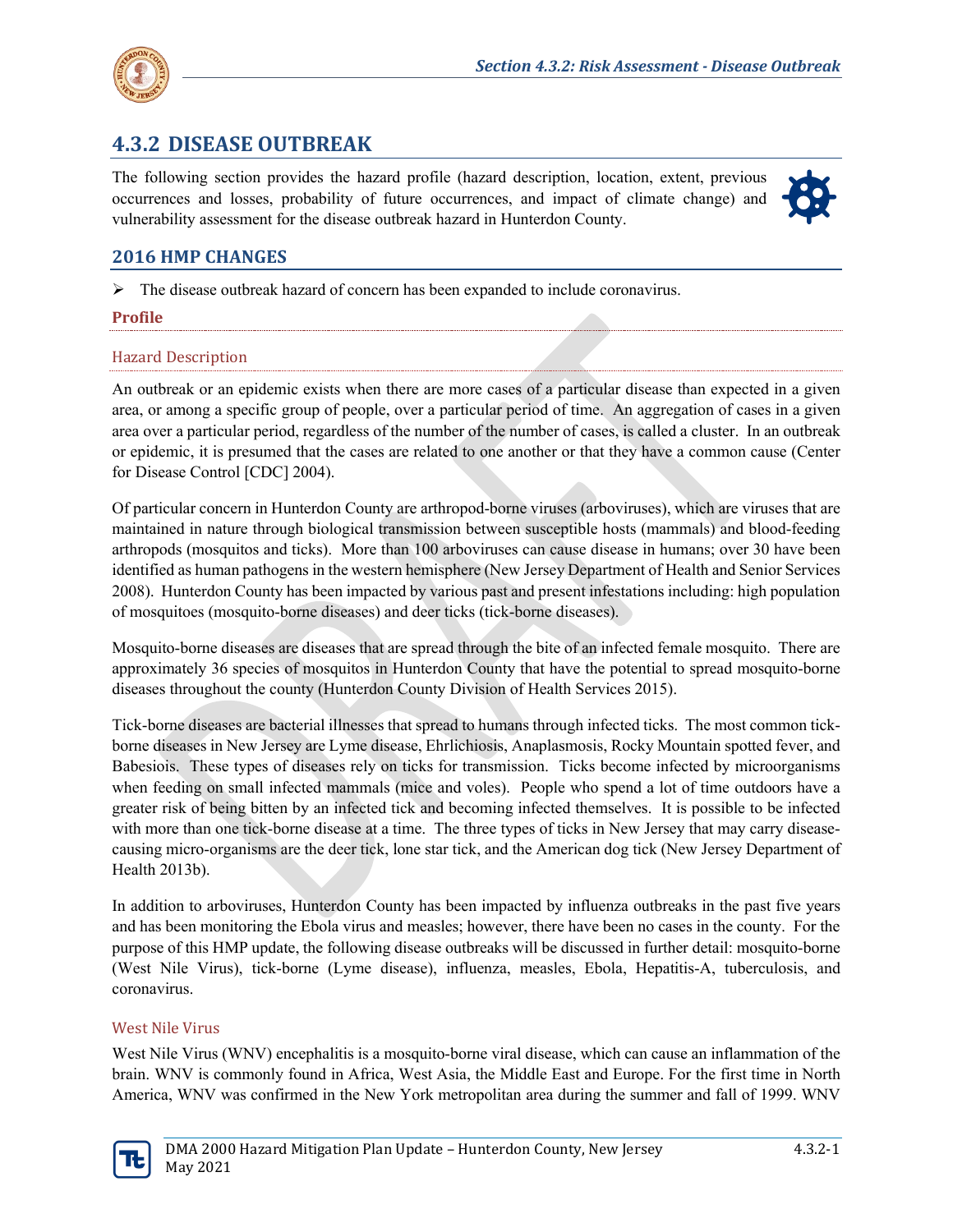## 4.3.2 DISEASE OUTBREAK

The following section provides the hazard profile (hazard description, location, extent, previous occurrences and losses, probability of future occurrences, and impact of climate change) and vulnerability assessment for the disease outbreak hazard in Hunterdon County.

## 2016 HMP CHANGES

- The disease outbreak hazard of concern has been expanded to include coronavirus.

### Profile

#### Hazard Description

An outbreak or an epidemic exists when there are more cases of a particular disease than expected in a given area, or among a specific group of people, over a particular period of time. An aggregation of cases in a given area over a particular period, regardless of the number of the number of cases, is called a cluster. In an outbreak or epidemic, it is presumed that the cases are related to one another or that they have a common cause (Center for Disease Control [CDC] 2004).

Of particular concern in Hunterdon County are arthropod-borne viruses (arboviruses), which are viruses that are maintained in nature through biological transmission between susceptible hosts (mammals) and blood-feeding arthropods (mosquitos and ticks). More than 100 arboviruses can cause disease in humans; over 30 have been identified as human pathogens in the western hemisphere (New Jersey Department of Health and Senior Services 2008). Hunterdon County has been impacted by various past and present infestations including: high population of mosquitoes (mosquito-borne diseases) and deer ticks (tick-borne diseases).

Mosquito-borne diseases are diseases that are spread through the bite of an infected female mosquito. There are approximately 36 species of mosquitos in Hunterdon County that have the potential to spread mosquito-borne diseases throughout the county (Hunterdon County Division of Health Services 2015).

Tick-borne diseases are bacterial illnesses that spread to humans through infected ticks. The most common tick-borne diseases in New Jersey are Lyme disease, Ehrlichiosis, Anaplasmosis, Rocky Mountain spotted fever, and Babesiois. These types of diseases rely on ticks for transmission. Ticks become infected by microorganisms when feeding on small infected mammals (mice and voles). People who spend a lot of time outdoors have a greater risk of being bitten by an infected tick and becoming infected themselves. It is possible to be infected with more than one tick-borne disease at a time. The three types of ticks in New Jersey that may carry disease-causing micro-organisms are the deer tick, lone star tick, and the American dog tick (New Jersey Department of Health 2013b).

In addition to arboviruses, Hunterdon County has been impacted by influenza outbreaks in the past five years and has been monitoring the Ebola virus and measles; however, there have been no cases in the county. For the purpose of this HMP update, the following disease outbreaks will be discussed in further detail: mosquito-borne (West Nile Virus), tick-borne (Lyme disease), influenza, measles, Ebola, Hepatitis-A, tuberculosis, and coronavirus.

#### West Nile Virus

West Nile Virus (WNV) encephalitis is a mosquito-borne viral disease, which can cause an inflammation of the brain. WNV is commonly found in Africa, West Asia, the Middle East and Europe. For the first time in North America, WNV was confirmed in the New York metropolitan area during the summer and fall of 1999. WNV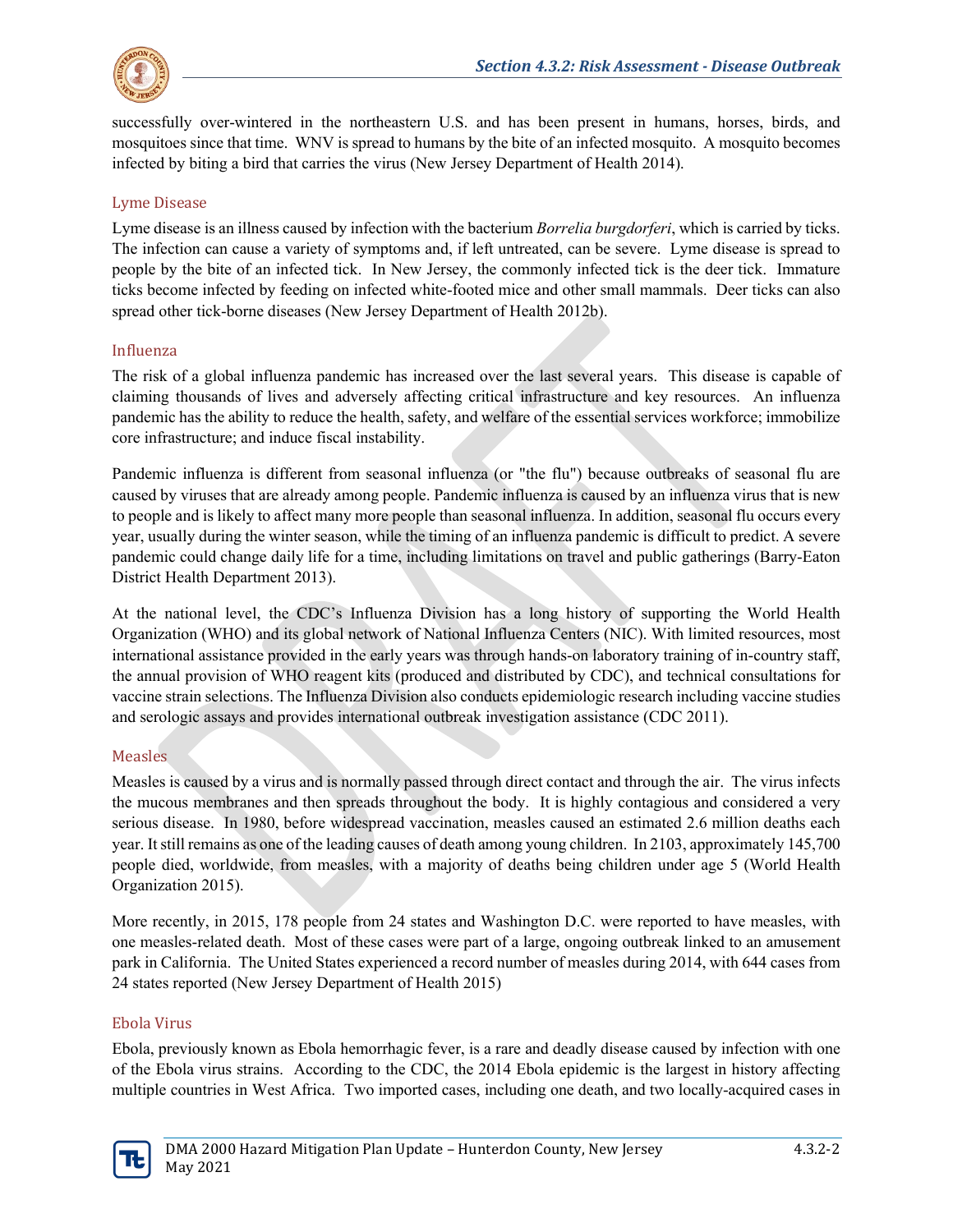successfully over-wintered in the northeastern U.S. and has been present in humans, horses, birds, and mosquitoes since that time. WNV is spread to humans by the bite of an infected mosquito. A mosquito becomes infected by biting a bird that carries the virus (New Jersey Department of Health 2014).

### Lyme Disease

Lyme disease is an illness caused by infection with the bacterium *Borrelia burgdorferi*, which is carried by ticks. The infection can cause a variety of symptoms and, if left untreated, can be severe. Lyme disease is spread to people by the bite of an infected tick. In New Jersey, the commonly infected tick is the deer tick. Immature ticks become infected by feeding on infected white-footed mice and other small mammals. Deer ticks can also spread other tick-borne diseases (New Jersey Department of Health 2012b).

### Influenza

The risk of a global influenza pandemic has increased over the last several years. This disease is capable of claiming thousands of lives and adversely affecting critical infrastructure and key resources. An influenza pandemic has the ability to reduce the health, safety, and welfare of the essential services workforce; immobilize core infrastructure; and induce fiscal instability.

Pandemic influenza is different from seasonal influenza (or "the flu") because outbreaks of seasonal flu are caused by viruses that are already among people. Pandemic influenza is caused by an influenza virus that is new to people and is likely to affect many more people than seasonal influenza. In addition, seasonal flu occurs every year, usually during the winter season, while the timing of an influenza pandemic is difficult to predict. A severe pandemic could change daily life for a time, including limitations on travel and public gatherings (Barry-Eaton District Health Department 2013).

At the national level, the CDC's Influenza Division has a long history of supporting the World Health Organization (WHO) and its global network of National Influenza Centers (NIC). With limited resources, most international assistance provided in the early years was through hands-on laboratory training of in-country staff, the annual provision of WHO reagent kits (produced and distributed by CDC), and technical consultations for vaccine strain selections. The Influenza Division also conducts epidemiologic research including vaccine studies and serologic assays and provides international outbreak investigation assistance (CDC 2011).

### Measles

Measles is caused by a virus and is normally passed through direct contact and through the air. The virus infects the mucous membranes and then spreads throughout the body. It is highly contagious and considered a very serious disease. In 1980, before widespread vaccination, measles caused an estimated 2.6 million deaths each year. It still remains as one of the leading causes of death among young children. In 2103, approximately 145,700 people died, worldwide, from measles, with a majority of deaths being children under age 5 (World Health Organization 2015).

More recently, in 2015, 178 people from 24 states and Washington D.C. were reported to have measles, with one measles-related death. Most of these cases were part of a large, ongoing outbreak linked to an amusement park in California. The United States experienced a record number of measles during 2014, with 644 cases from 24 states reported (New Jersey Department of Health 2015)

### Ebola Virus

Ebola, previously known as Ebola hemorrhagic fever, is a rare and deadly disease caused by infection with one of the Ebola virus strains. According to the CDC, the 2014 Ebola epidemic is the largest in history affecting multiple countries in West Africa. Two imported cases, including one death, and two locally-acquired cases in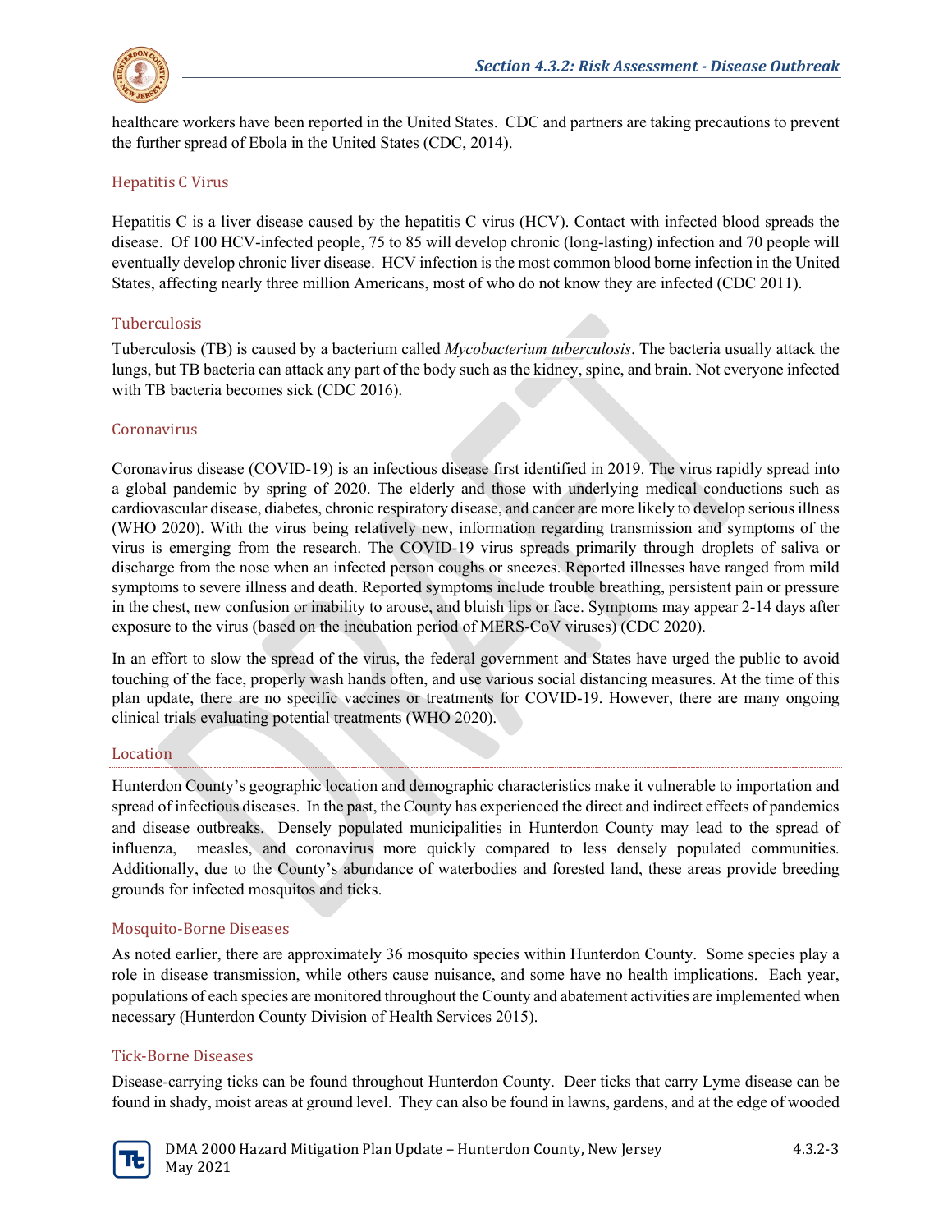healthcare workers have been reported in the United States. CDC and partners are taking precautions to prevent the further spread of Ebola in the United States (CDC, 2014).

### Hepatitis C Virus

Hepatitis C is a liver disease caused by the hepatitis C virus (HCV). Contact with infected blood spreads the disease. Of 100 HCV-infected people, 75 to 85 will develop chronic (long-lasting) infection and 70 people will eventually develop chronic liver disease. HCV infection is the most common blood borne infection in the United States, affecting nearly three million Americans, most of who do not know they are infected (CDC 2011).

### Tuberculosis

Tuberculosis (TB) is caused by a bacterium called *Mycobacterium tuberculosis*. The bacteria usually attack the lungs, but TB bacteria can attack any part of the body such as the kidney, spine, and brain. Not everyone infected with TB bacteria becomes sick (CDC 2016).

### Coronavirus

Coronavirus disease (COVID-19) is an infectious disease first identified in 2019. The virus rapidly spread into a global pandemic by spring of 2020. The elderly and those with underlying medical conductions such as cardiovascular disease, diabetes, chronic respiratory disease, and cancer are more likely to develop serious illness (WHO 2020). With the virus being relatively new, information regarding transmission and symptoms of the virus is emerging from the research. The COVID-19 virus spreads primarily through droplets of saliva or discharge from the nose when an infected person coughs or sneezes. Reported illnesses have ranged from mild symptoms to severe illness and death. Reported symptoms include trouble breathing, persistent pain or pressure in the chest, new confusion or inability to arouse, and bluish lips or face. Symptoms may appear 2-14 days after exposure to the virus (based on the incubation period of MERS-CoV viruses) (CDC 2020).

In an effort to slow the spread of the virus, the federal government and States have urged the public to avoid touching of the face, properly wash hands often, and use various social distancing measures. At the time of this plan update, there are no specific vaccines or treatments for COVID-19. However, there are many ongoing clinical trials evaluating potential treatments (WHO 2020).

## Location

Hunterdon County's geographic location and demographic characteristics make it vulnerable to importation and spread of infectious diseases. In the past, the County has experienced the direct and indirect effects of pandemics and disease outbreaks. Densely populated municipalities in Hunterdon County may lead to the spread of influenza, measles, and coronavirus more quickly compared to less densely populated communities. Additionally, due to the County's abundance of waterbodies and forested land, these areas provide breeding grounds for infected mosquitos and ticks.

### Mosquito-Borne Diseases

As noted earlier, there are approximately 36 mosquito species within Hunterdon County. Some species play a role in disease transmission, while others cause nuisance, and some have no health implications. Each year, populations of each species are monitored throughout the County and abatement activities are implemented when necessary (Hunterdon County Division of Health Services 2015).

### Tick-Borne Diseases

Disease-carrying ticks can be found throughout Hunterdon County. Deer ticks that carry Lyme disease can be found in shady, moist areas at ground level. They can also be found in lawns, gardens, and at the edge of wooded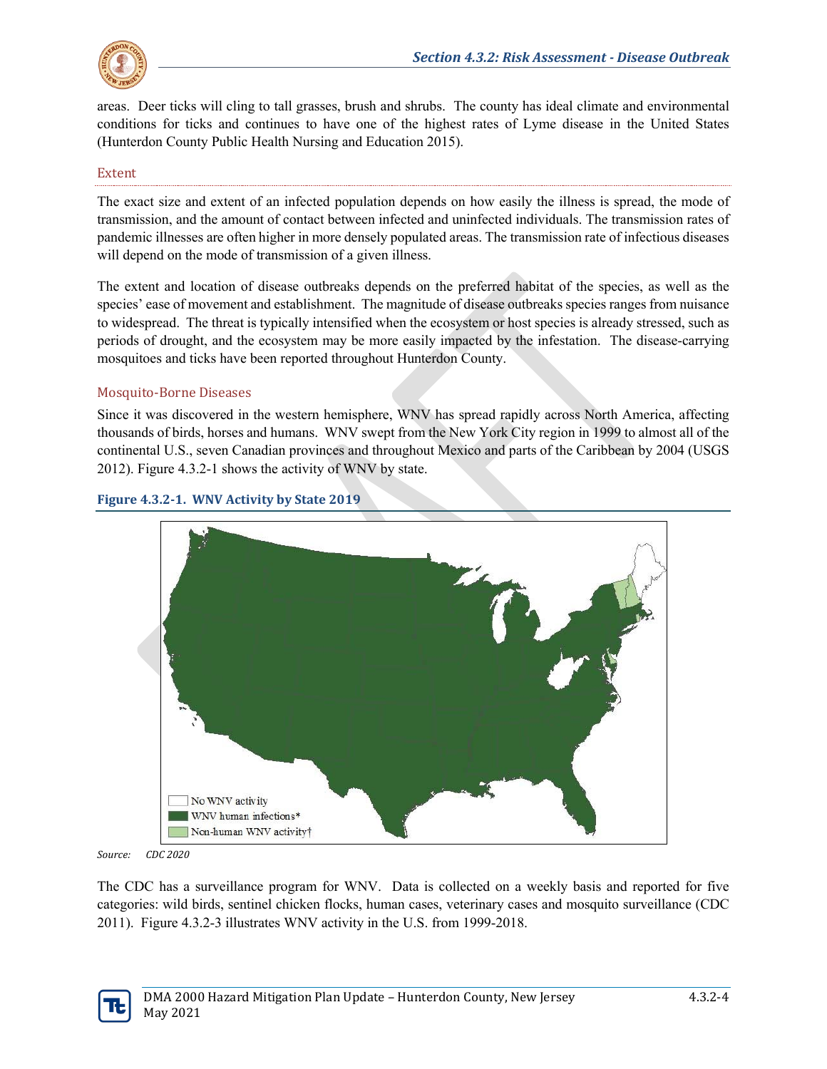areas. Deer ticks will cling to tall grasses, brush and shrubs. The county has ideal climate and environmental conditions for ticks and continues to have one of the highest rates of Lyme disease in the United States (Hunterdon County Public Health Nursing and Education 2015).

### Extent

The exact size and extent of an infected population depends on how easily the illness is spread, the mode of transmission, and the amount of contact between infected and uninfected individuals. The transmission rates of pandemic illnesses are often higher in more densely populated areas. The transmission rate of infectious diseases will depend on the mode of transmission of a given illness.

The extent and location of disease outbreaks depends on the preferred habitat of the species, as well as the species' ease of movement and establishment. The magnitude of disease outbreaks species ranges from nuisance to widespread. The threat is typically intensified when the ecosystem or host species is already stressed, such as periods of drought, and the ecosystem may be more easily impacted by the infestation. The disease-carrying mosquitoes and ticks have been reported throughout Hunterdon County.

### Mosquito-Borne Diseases

Since it was discovered in the western hemisphere, WNV has spread rapidly across North America, affecting thousands of birds, horses and humans. WNV swept from the New York City region in 1999 to almost all of the continental U.S., seven Canadian provinces and throughout Mexico and parts of the Caribbean by 2004 (USGS 2012). Figure 4.3.2-1 shows the activity of WNV by state.

**Figure 4.3.2-1. WNV Activity by State 2019**

No WNV activity
WNV human infections*
Non-human WNV activity†

*Source: CDC 2020*

The CDC has a surveillance program for WNV. Data is collected on a weekly basis and reported for five categories: wild birds, sentinel chicken flocks, human cases, veterinary cases and mosquito surveillance (CDC 2011). Figure 4.3.2-3 illustrates WNV activity in the U.S. from 1999-2018.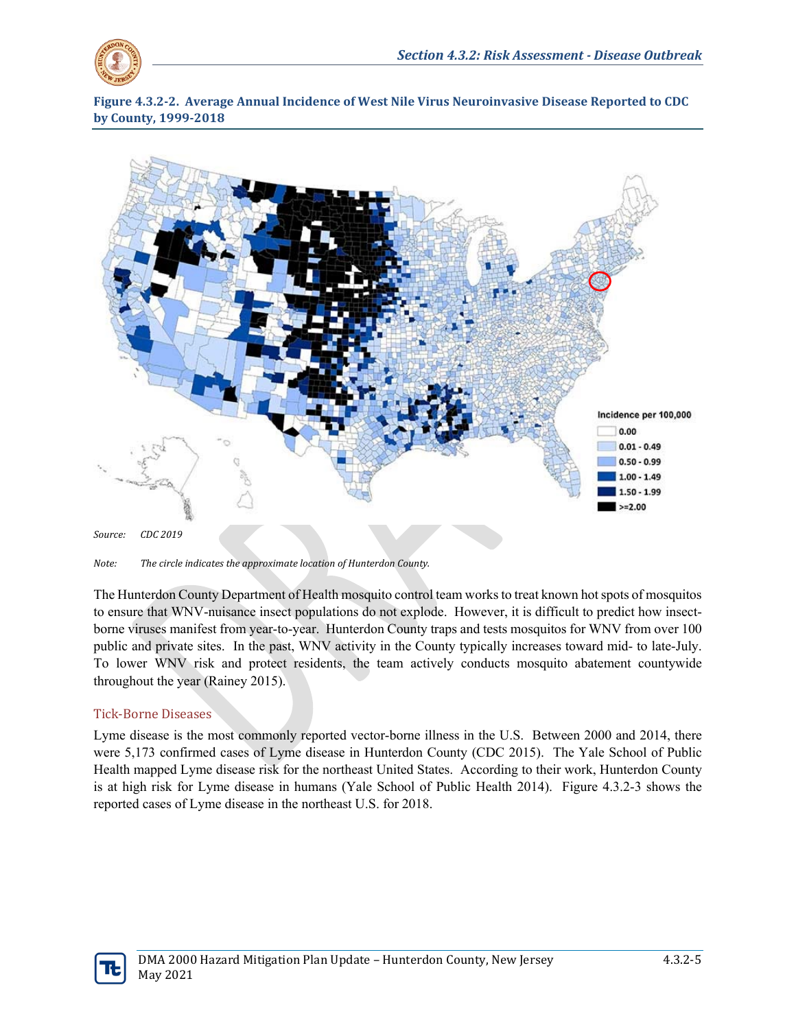**Figure 4.3.2-2. Average Annual Incidence of West Nile Virus Neuroinvasive Disease Reported to CDC by County, 1999-2018**

*Source: CDC 2019*

*Note: The circle indicates the approximate location of Hunterdon County.*

The Hunterdon County Department of Health mosquito control team works to treat known hot spots of mosquitos to ensure that WNV-nuisance insect populations do not explode. However, it is difficult to predict how insect-borne viruses manifest from year-to-year. Hunterdon County traps and tests mosquitos for WNV from over 100 public and private sites. In the past, WNV activity in the County typically increases toward mid- to late-July. To lower WNV risk and protect residents, the team actively conducts mosquito abatement countywide throughout the year (Rainey 2015).

### Tick-Borne Diseases

Lyme disease is the most commonly reported vector-borne illness in the U.S. Between 2000 and 2014, there were 5,173 confirmed cases of Lyme disease in Hunterdon County (CDC 2015). The Yale School of Public Health mapped Lyme disease risk for the northeast United States. According to their work, Hunterdon County is at high risk for Lyme disease in humans (Yale School of Public Health 2014). Figure 4.3.2-3 shows the reported cases of Lyme disease in the northeast U.S. for 2018.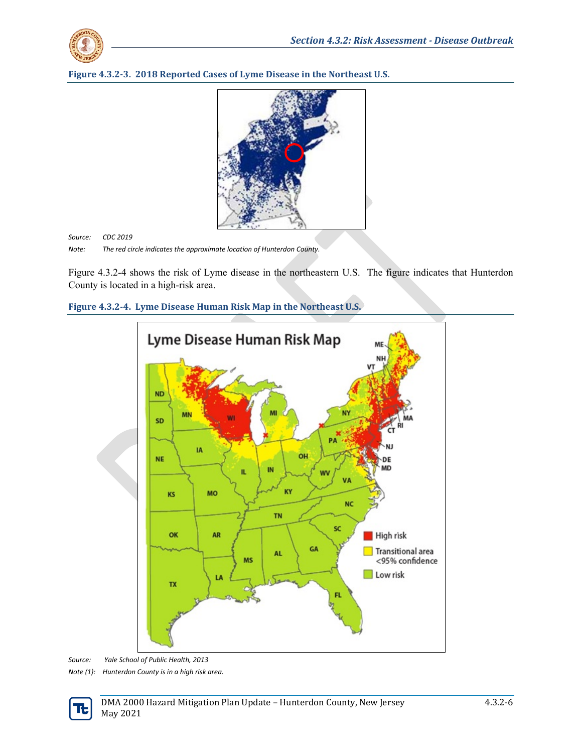**Figure 4.3.2-3. 2018 Reported Cases of Lyme Disease in the Northeast U.S.**

*Source: CDC 2019*

*Note: The red circle indicates the approximate location of Hunterdon County.*

Figure 4.3.2-4 shows the risk of Lyme disease in the northeastern U.S. The figure indicates that Hunterdon County is located in a high-risk area.

**Figure 4.3.2-4. Lyme Disease Human Risk Map in the Northeast U.S.**

*Source: Yale School of Public Health, 2013*

*Note (1): Hunterdon County is in a high risk area.*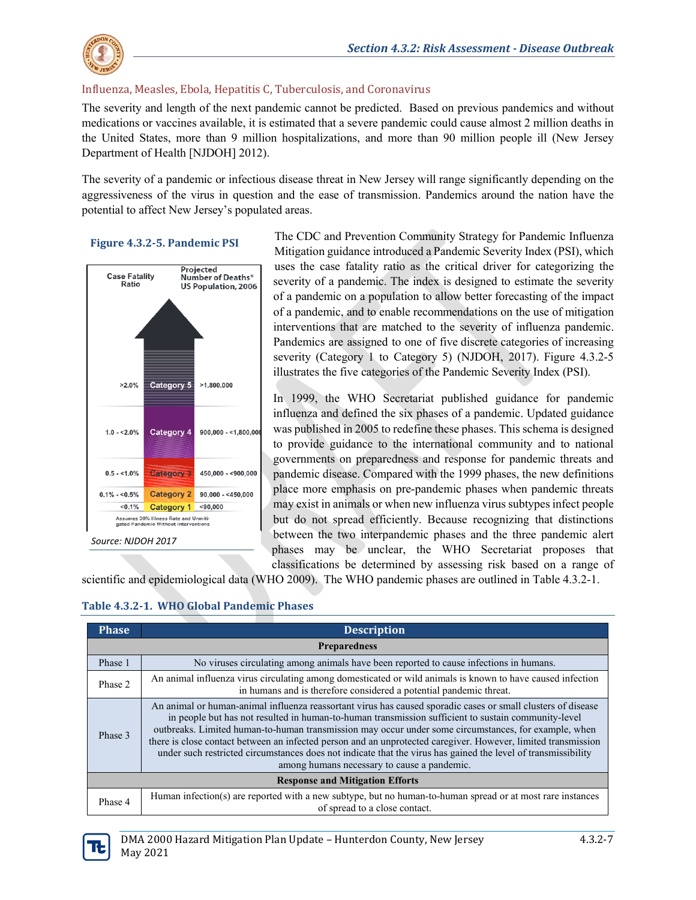### Influenza, Measles, Ebola, Hepatitis C, Tuberculosis, and Coronavirus

The severity and length of the next pandemic cannot be predicted. Based on previous pandemics and without medications or vaccines available, it is estimated that a severe pandemic could cause almost 2 million deaths in the United States, more than 9 million hospitalizations, and more than 90 million people ill (New Jersey Department of Health [NJDOH] 2012).

The severity of a pandemic or infectious disease threat in New Jersey will range significantly depending on the aggressiveness of the virus in question and the ease of transmission. Pandemics around the nation have the potential to affect New Jersey's populated areas.

**Figure 4.3.2-5. Pandemic PSI**

| Case Fatality Ratio | | Projected Number of Deaths* US Population, 2006 |
|---|---|---|
| >2.0% | Category 5 | >1,800,000 |
| 1.0 - <2.0% | Category 4 | 900,000 - <1,800,000 |
| 0.5 - <1.0% | Category 3 | 450,000 - <900,000 |
| 0.1% - <0.5% | Category 2 | 90,000 - <450,000 |
| <0.1% | Category 1 | <90,000 |

Assumes 30% Illness Rate and Unmitigated Pandemic Without Interventions

*Source: NJDOH 2017*

The CDC and Prevention Community Strategy for Pandemic Influenza Mitigation guidance introduced a Pandemic Severity Index (PSI), which uses the case fatality ratio as the critical driver for categorizing the severity of a pandemic. The index is designed to estimate the severity of a pandemic on a population to allow better forecasting of the impact of a pandemic, and to enable recommendations on the use of mitigation interventions that are matched to the severity of influenza pandemic. Pandemics are assigned to one of five discrete categories of increasing severity (Category 1 to Category 5) (NJDOH, 2017). Figure 4.3.2-5 illustrates the five categories of the Pandemic Severity Index (PSI).

In 1999, the WHO Secretariat published guidance for pandemic influenza and defined the six phases of a pandemic. Updated guidance was published in 2005 to redefine these phases. This schema is designed to provide guidance to the international community and to national governments on preparedness and response for pandemic threats and pandemic disease. Compared with the 1999 phases, the new definitions place more emphasis on pre-pandemic phases when pandemic threats may exist in animals or when new influenza virus subtypes infect people but do not spread efficiently. Because recognizing that distinctions between the two interpandemic phases and the three pandemic alert phases may be unclear, the WHO Secretariat proposes that classifications be determined by assessing risk based on a range of scientific and epidemiological data (WHO 2009). The WHO pandemic phases are outlined in Table 4.3.2-1.

**Table 4.3.2-1. WHO Global Pandemic Phases**

| Phase | Description |
|---|---|
| **Preparedness** | |
| Phase 1 | No viruses circulating among animals have been reported to cause infections in humans. |
| Phase 2 | An animal influenza virus circulating among domesticated or wild animals is known to have caused infection in humans and is therefore considered a potential pandemic threat. |
| Phase 3 | An animal or human-animal influenza reassortant virus has caused sporadic cases or small clusters of disease in people but has not resulted in human-to-human transmission sufficient to sustain community-level outbreaks. Limited human-to-human transmission may occur under some circumstances, for example, when there is close contact between an infected person and an unprotected caregiver. However, limited transmission under such restricted circumstances does not indicate that the virus has gained the level of transmissibility among humans necessary to cause a pandemic. |
| **Response and Mitigation Efforts** | |
| Phase 4 | Human infection(s) are reported with a new subtype, but no human-to-human spread or at most rare instances of spread to a close contact. |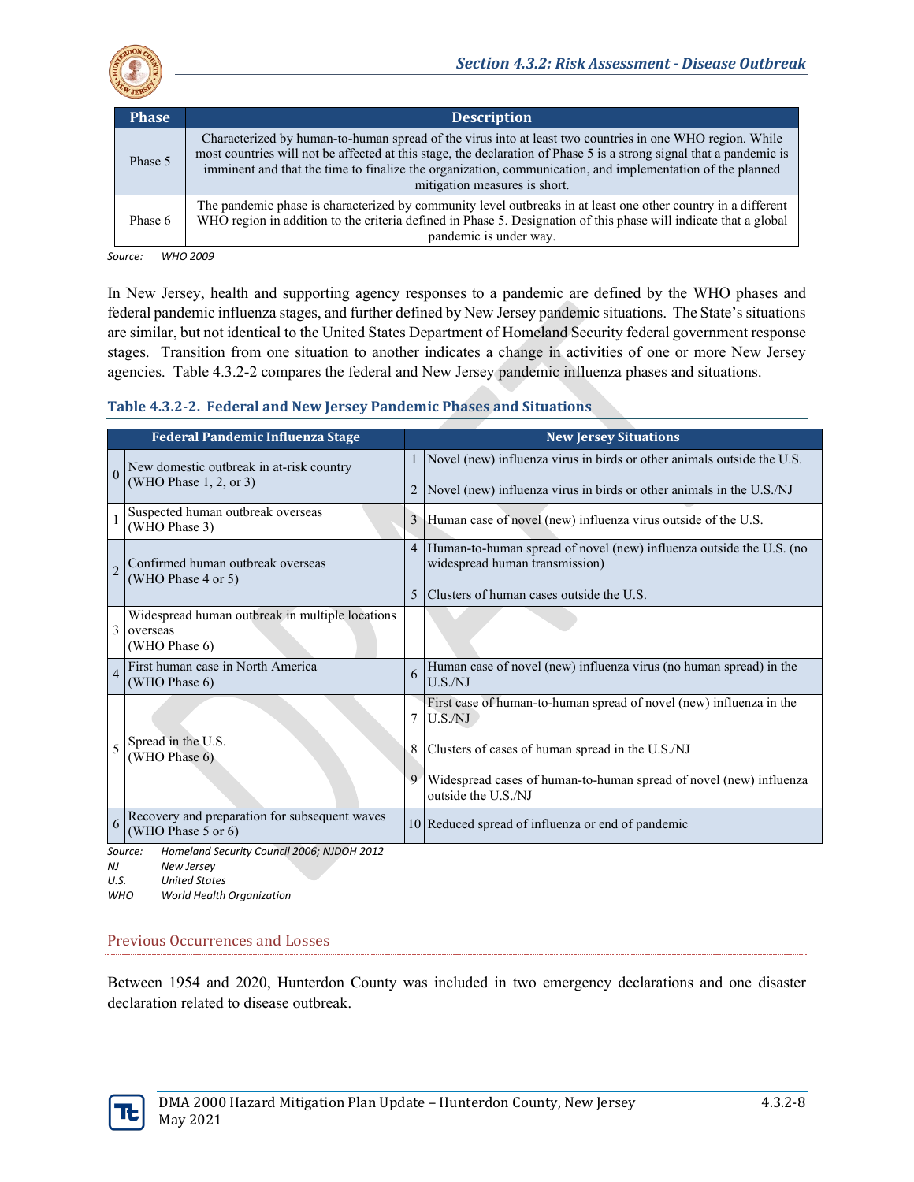| Phase | Description |
|---|---|
| Phase 5 | Characterized by human-to-human spread of the virus into at least two countries in one WHO region. While most countries will not be affected at this stage, the declaration of Phase 5 is a strong signal that a pandemic is imminent and that the time to finalize the organization, communication, and implementation of the planned mitigation measures is short. |
| Phase 6 | The pandemic phase is characterized by community level outbreaks in at least one other country in a different WHO region in addition to the criteria defined in Phase 5. Designation of this phase will indicate that a global pandemic is under way. |

*Source: WHO 2009*

In New Jersey, health and supporting agency responses to a pandemic are defined by the WHO phases and federal pandemic influenza stages, and further defined by New Jersey pandemic situations. The State's situations are similar, but not identical to the United States Department of Homeland Security federal government response stages. Transition from one situation to another indicates a change in activities of one or more New Jersey agencies. Table 4.3.2-2 compares the federal and New Jersey pandemic influenza phases and situations.

**Table 4.3.2-2. Federal and New Jersey Pandemic Phases and Situations**

| | Federal Pandemic Influenza Stage | | New Jersey Situations |
|---|---|---|---|
| 0 | New domestic outbreak in at-risk country (WHO Phase 1, 2, or 3) | 1 | Novel (new) influenza virus in birds or other animals outside the U.S. |
| | | 2 | Novel (new) influenza virus in birds or other animals in the U.S./NJ |
| 1 | Suspected human outbreak overseas (WHO Phase 3) | 3 | Human case of novel (new) influenza virus outside of the U.S. |
| 2 | Confirmed human outbreak overseas (WHO Phase 4 or 5) | 4 | Human-to-human spread of novel (new) influenza outside the U.S. (no widespread human transmission) |
| | | 5 | Clusters of human cases outside the U.S. |
| 3 | Widespread human outbreak in multiple locations overseas (WHO Phase 6) | | |
| 4 | First human case in North America (WHO Phase 6) | 6 | Human case of novel (new) influenza virus (no human spread) in the U.S./NJ |
| 5 | Spread in the U.S. (WHO Phase 6) | 7 | First case of human-to-human spread of novel (new) influenza in the U.S./NJ |
| | | 8 | Clusters of cases of human spread in the U.S./NJ |
| | | 9 | Widespread cases of human-to-human spread of novel (new) influenza outside the U.S./NJ |
| 6 | Recovery and preparation for subsequent waves (WHO Phase 5 or 6) | 10 | Reduced spread of influenza or end of pandemic |

*Source: Homeland Security Council 2006; NJDOH 2012*
*NJ New Jersey*
*U.S. United States*
*WHO World Health Organization*

### Previous Occurrences and Losses

Between 1954 and 2020, Hunterdon County was included in two emergency declarations and one disaster declaration related to disease outbreak.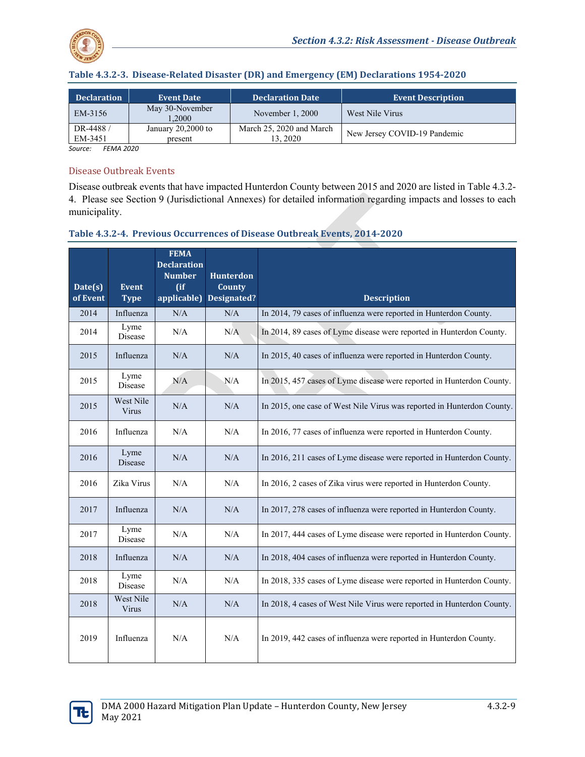**Table 4.3.2-3. Disease-Related Disaster (DR) and Emergency (EM) Declarations 1954-2020**

| Declaration | Event Date | Declaration Date | Event Description |
|---|---|---|---|
| EM-3156 | May 30-November 1,2000 | November 1, 2000 | West Nile Virus |
| DR-4488 / EM-3451 | January 20,2000 to present | March 25, 2020 and March 13, 2020 | New Jersey COVID-19 Pandemic |

*Source: FEMA 2020*

### Disease Outbreak Events

Disease outbreak events that have impacted Hunterdon County between 2015 and 2020 are listed in Table 4.3.2-4. Please see Section 9 (Jurisdictional Annexes) for detailed information regarding impacts and losses to each municipality.

**Table 4.3.2-4. Previous Occurrences of Disease Outbreak Events, 2014-2020**

| Date(s) of Event | Event Type | FEMA Declaration Number (if applicable) | Hunterdon County Designated? | Description |
|---|---|---|---|---|
| 2014 | Influenza | N/A | N/A | In 2014, 79 cases of influenza were reported in Hunterdon County. |
| 2014 | Lyme Disease | N/A | N/A | In 2014, 89 cases of Lyme disease were reported in Hunterdon County. |
| 2015 | Influenza | N/A | N/A | In 2015, 40 cases of influenza were reported in Hunterdon County. |
| 2015 | Lyme Disease | N/A | N/A | In 2015, 457 cases of Lyme disease were reported in Hunterdon County. |
| 2015 | West Nile Virus | N/A | N/A | In 2015, one case of West Nile Virus was reported in Hunterdon County. |
| 2016 | Influenza | N/A | N/A | In 2016, 77 cases of influenza were reported in Hunterdon County. |
| 2016 | Lyme Disease | N/A | N/A | In 2016, 211 cases of Lyme disease were reported in Hunterdon County. |
| 2016 | Zika Virus | N/A | N/A | In 2016, 2 cases of Zika virus were reported in Hunterdon County. |
| 2017 | Influenza | N/A | N/A | In 2017, 278 cases of influenza were reported in Hunterdon County. |
| 2017 | Lyme Disease | N/A | N/A | In 2017, 444 cases of Lyme disease were reported in Hunterdon County. |
| 2018 | Influenza | N/A | N/A | In 2018, 404 cases of influenza were reported in Hunterdon County. |
| 2018 | Lyme Disease | N/A | N/A | In 2018, 335 cases of Lyme disease were reported in Hunterdon County. |
| 2018 | West Nile Virus | N/A | N/A | In 2018, 4 cases of West Nile Virus were reported in Hunterdon County. |
| 2019 | Influenza | N/A | N/A | In 2019, 442 cases of influenza were reported in Hunterdon County. |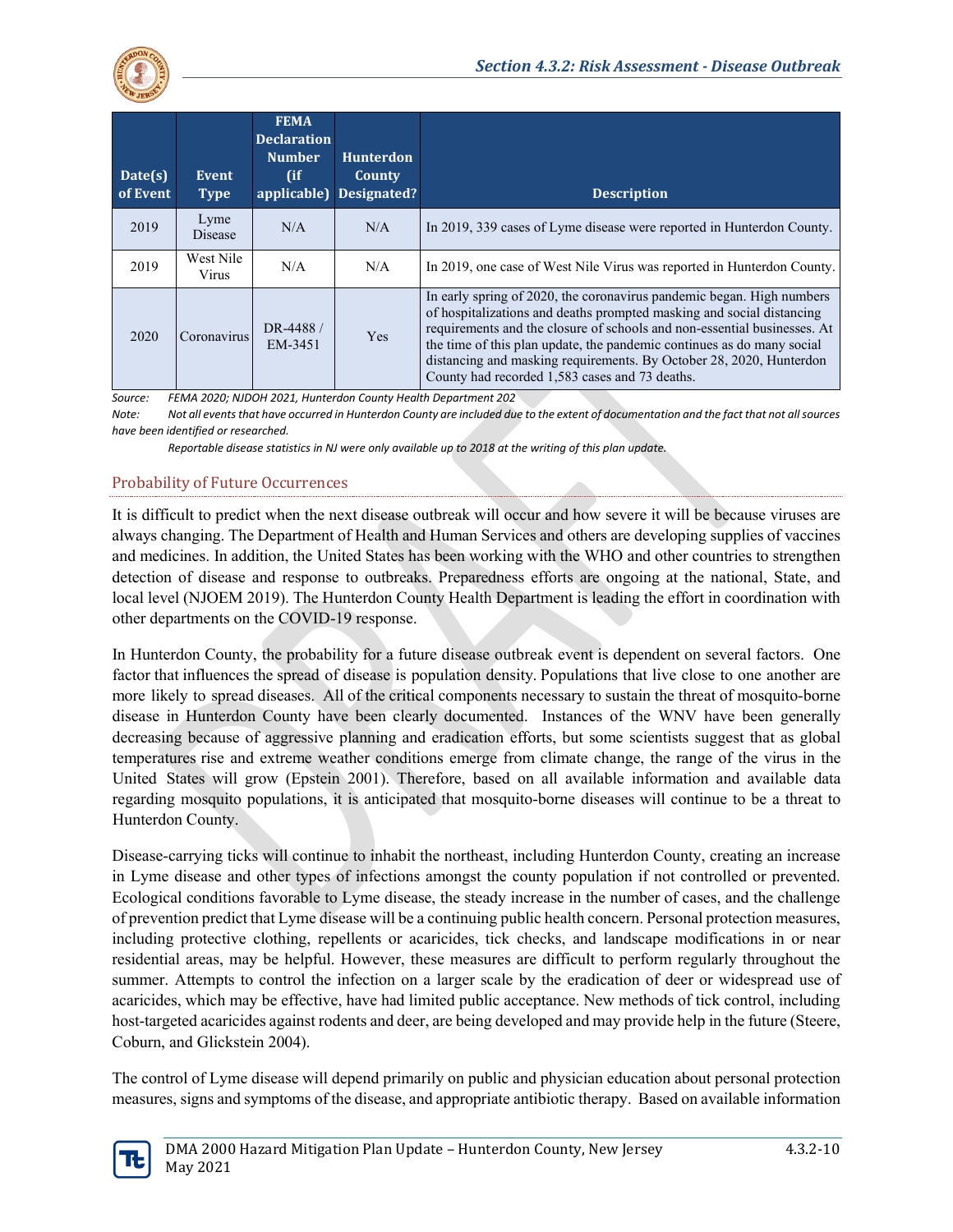| Date(s) of Event | Event Type | FEMA Declaration Number (if applicable) | Hunterdon County Designated? | Description |
|---|---|---|---|---|
| 2019 | Lyme Disease | N/A | N/A | In 2019, 339 cases of Lyme disease were reported in Hunterdon County. |
| 2019 | West Nile Virus | N/A | N/A | In 2019, one case of West Nile Virus was reported in Hunterdon County. |
| 2020 | Coronavirus | DR-4488 / EM-3451 | Yes | In early spring of 2020, the coronavirus pandemic began. High numbers of hospitalizations and deaths prompted masking and social distancing requirements and the closure of schools and non-essential businesses. At the time of this plan update, the pandemic continues as do many social distancing and masking requirements. By October 28, 2020, Hunterdon County had recorded 1,583 cases and 73 deaths. |

*Source: FEMA 2020; NJDOH 2021, Hunterdon County Health Department 202*

*Note: Not all events that have occurred in Hunterdon County are included due to the extent of documentation and the fact that not all sources have been identified or researched.*

*Reportable disease statistics in NJ were only available up to 2018 at the writing of this plan update.*

### Probability of Future Occurrences

It is difficult to predict when the next disease outbreak will occur and how severe it will be because viruses are always changing. The Department of Health and Human Services and others are developing supplies of vaccines and medicines. In addition, the United States has been working with the WHO and other countries to strengthen detection of disease and response to outbreaks. Preparedness efforts are ongoing at the national, State, and local level (NJOEM 2019). The Hunterdon County Health Department is leading the effort in coordination with other departments on the COVID-19 response.

In Hunterdon County, the probability for a future disease outbreak event is dependent on several factors. One factor that influences the spread of disease is population density. Populations that live close to one another are more likely to spread diseases. All of the critical components necessary to sustain the threat of mosquito-borne disease in Hunterdon County have been clearly documented. Instances of the WNV have been generally decreasing because of aggressive planning and eradication efforts, but some scientists suggest that as global temperatures rise and extreme weather conditions emerge from climate change, the range of the virus in the United States will grow (Epstein 2001). Therefore, based on all available information and available data regarding mosquito populations, it is anticipated that mosquito-borne diseases will continue to be a threat to Hunterdon County.

Disease-carrying ticks will continue to inhabit the northeast, including Hunterdon County, creating an increase in Lyme disease and other types of infections amongst the county population if not controlled or prevented. Ecological conditions favorable to Lyme disease, the steady increase in the number of cases, and the challenge of prevention predict that Lyme disease will be a continuing public health concern. Personal protection measures, including protective clothing, repellents or acaricides, tick checks, and landscape modifications in or near residential areas, may be helpful. However, these measures are difficult to perform regularly throughout the summer. Attempts to control the infection on a larger scale by the eradication of deer or widespread use of acaricides, which may be effective, have had limited public acceptance. New methods of tick control, including host-targeted acaricides against rodents and deer, are being developed and may provide help in the future (Steere, Coburn, and Glickstein 2004).

The control of Lyme disease will depend primarily on public and physician education about personal protection measures, signs and symptoms of the disease, and appropriate antibiotic therapy. Based on available information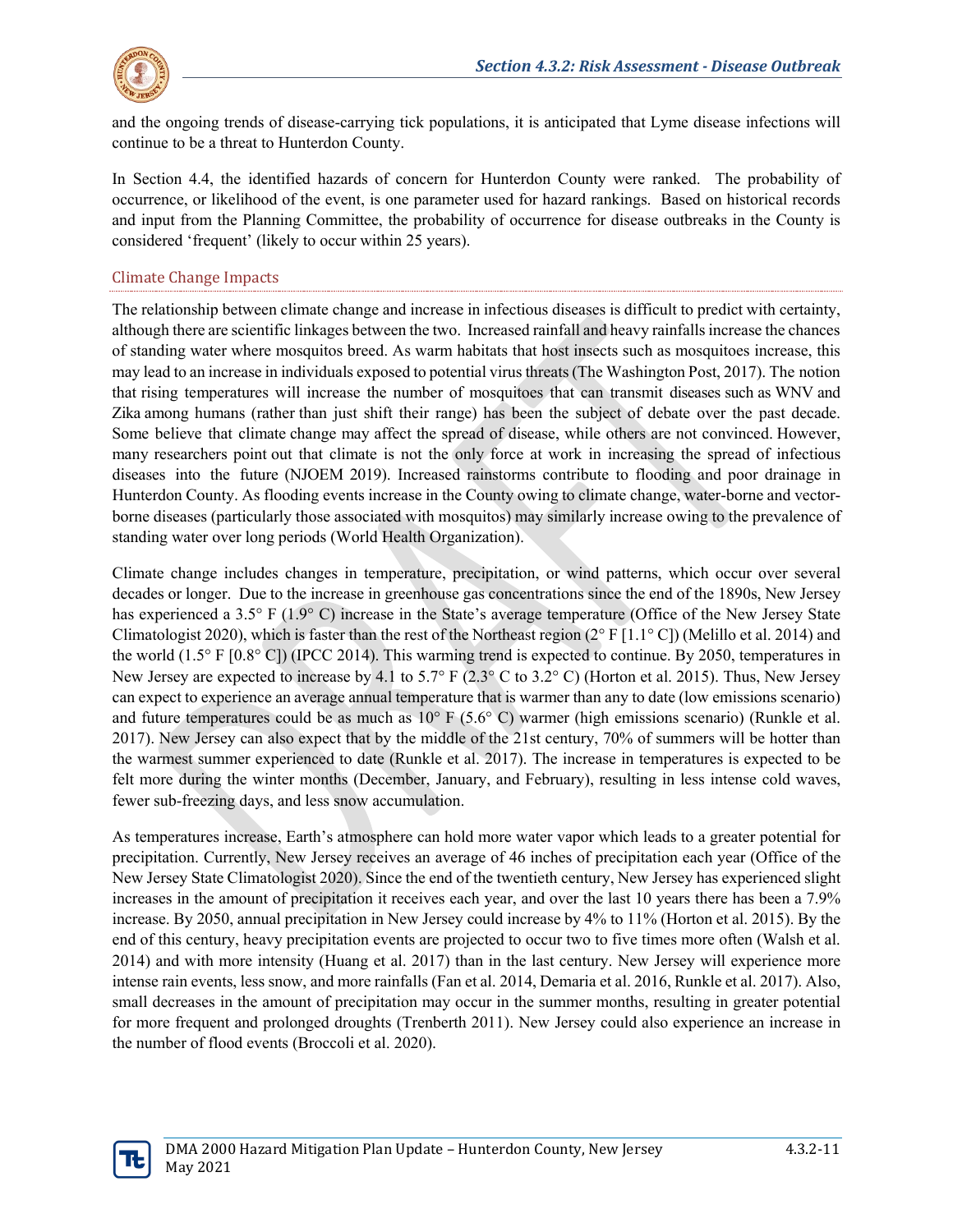and the ongoing trends of disease-carrying tick populations, it is anticipated that Lyme disease infections will continue to be a threat to Hunterdon County.

In Section 4.4, the identified hazards of concern for Hunterdon County were ranked. The probability of occurrence, or likelihood of the event, is one parameter used for hazard rankings. Based on historical records and input from the Planning Committee, the probability of occurrence for disease outbreaks in the County is considered 'frequent' (likely to occur within 25 years).

### Climate Change Impacts

The relationship between climate change and increase in infectious diseases is difficult to predict with certainty, although there are scientific linkages between the two. Increased rainfall and heavy rainfalls increase the chances of standing water where mosquitos breed. As warm habitats that host insects such as mosquitoes increase, this may lead to an increase in individuals exposed to potential virus threats (The Washington Post, 2017). The notion that rising temperatures will increase the number of mosquitoes that can transmit diseases such as WNV and Zika among humans (rather than just shift their range) has been the subject of debate over the past decade. Some believe that climate change may affect the spread of disease, while others are not convinced. However, many researchers point out that climate is not the only force at work in increasing the spread of infectious diseases into the future (NJOEM 2019). Increased rainstorms contribute to flooding and poor drainage in Hunterdon County. As flooding events increase in the County owing to climate change, water-borne and vector-borne diseases (particularly those associated with mosquitos) may similarly increase owing to the prevalence of standing water over long periods (World Health Organization).

Climate change includes changes in temperature, precipitation, or wind patterns, which occur over several decades or longer. Due to the increase in greenhouse gas concentrations since the end of the 1890s, New Jersey has experienced a 3.5° F (1.9° C) increase in the State's average temperature (Office of the New Jersey State Climatologist 2020), which is faster than the rest of the Northeast region (2° F [1.1° C]) (Melillo et al. 2014) and the world (1.5° F [0.8° C]) (IPCC 2014). This warming trend is expected to continue. By 2050, temperatures in New Jersey are expected to increase by 4.1 to 5.7° F (2.3° C to 3.2° C) (Horton et al. 2015). Thus, New Jersey can expect to experience an average annual temperature that is warmer than any to date (low emissions scenario) and future temperatures could be as much as 10° F (5.6° C) warmer (high emissions scenario) (Runkle et al. 2017). New Jersey can also expect that by the middle of the 21st century, 70% of summers will be hotter than the warmest summer experienced to date (Runkle et al. 2017). The increase in temperatures is expected to be felt more during the winter months (December, January, and February), resulting in less intense cold waves, fewer sub-freezing days, and less snow accumulation.

As temperatures increase, Earth's atmosphere can hold more water vapor which leads to a greater potential for precipitation. Currently, New Jersey receives an average of 46 inches of precipitation each year (Office of the New Jersey State Climatologist 2020). Since the end of the twentieth century, New Jersey has experienced slight increases in the amount of precipitation it receives each year, and over the last 10 years there has been a 7.9% increase. By 2050, annual precipitation in New Jersey could increase by 4% to 11% (Horton et al. 2015). By the end of this century, heavy precipitation events are projected to occur two to five times more often (Walsh et al. 2014) and with more intensity (Huang et al. 2017) than in the last century. New Jersey will experience more intense rain events, less snow, and more rainfalls (Fan et al. 2014, Demaria et al. 2016, Runkle et al. 2017). Also, small decreases in the amount of precipitation may occur in the summer months, resulting in greater potential for more frequent and prolonged droughts (Trenberth 2011). New Jersey could also experience an increase in the number of flood events (Broccoli et al. 2020).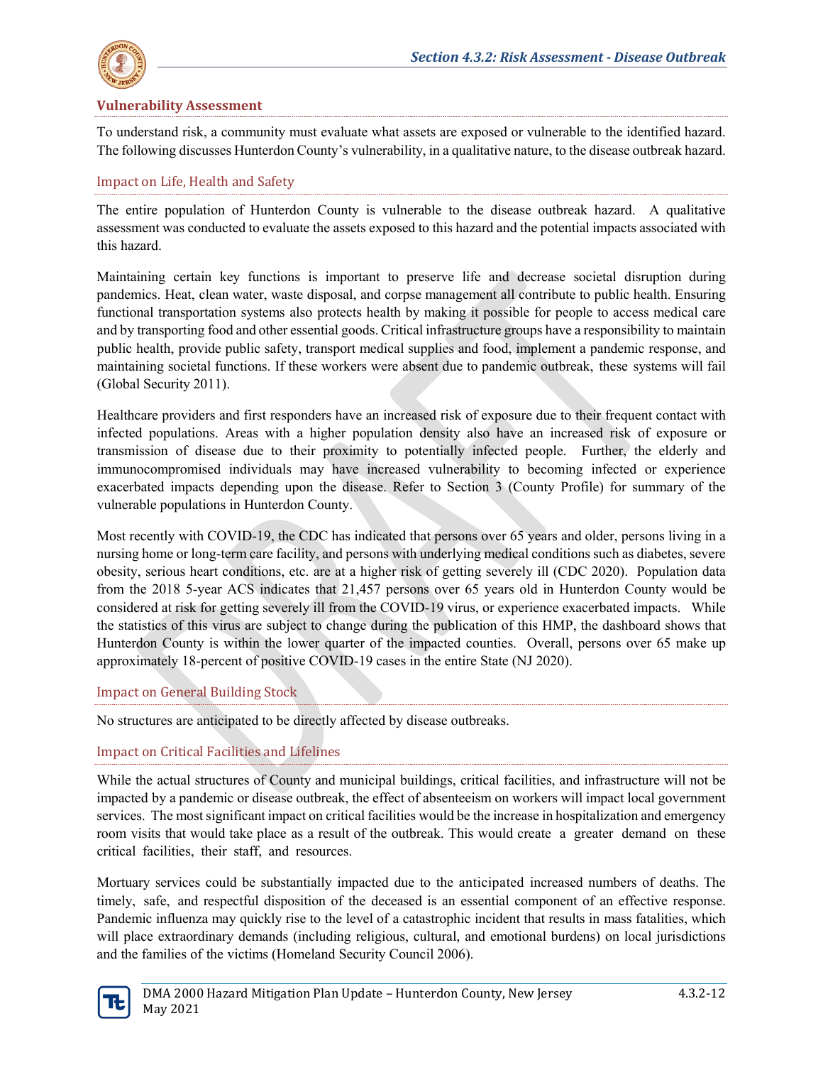## Vulnerability Assessment

To understand risk, a community must evaluate what assets are exposed or vulnerable to the identified hazard. The following discusses Hunterdon County's vulnerability, in a qualitative nature, to the disease outbreak hazard.

### Impact on Life, Health and Safety

The entire population of Hunterdon County is vulnerable to the disease outbreak hazard. A qualitative assessment was conducted to evaluate the assets exposed to this hazard and the potential impacts associated with this hazard.

Maintaining certain key functions is important to preserve life and decrease societal disruption during pandemics. Heat, clean water, waste disposal, and corpse management all contribute to public health. Ensuring functional transportation systems also protects health by making it possible for people to access medical care and by transporting food and other essential goods. Critical infrastructure groups have a responsibility to maintain public health, provide public safety, transport medical supplies and food, implement a pandemic response, and maintaining societal functions. If these workers were absent due to pandemic outbreak, these systems will fail (Global Security 2011).

Healthcare providers and first responders have an increased risk of exposure due to their frequent contact with infected populations. Areas with a higher population density also have an increased risk of exposure or transmission of disease due to their proximity to potentially infected people. Further, the elderly and immunocompromised individuals may have increased vulnerability to becoming infected or experience exacerbated impacts depending upon the disease. Refer to Section 3 (County Profile) for summary of the vulnerable populations in Hunterdon County.

Most recently with COVID-19, the CDC has indicated that persons over 65 years and older, persons living in a nursing home or long-term care facility, and persons with underlying medical conditions such as diabetes, severe obesity, serious heart conditions, etc. are at a higher risk of getting severely ill (CDC 2020). Population data from the 2018 5-year ACS indicates that 21,457 persons over 65 years old in Hunterdon County would be considered at risk for getting severely ill from the COVID-19 virus, or experience exacerbated impacts. While the statistics of this virus are subject to change during the publication of this HMP, the dashboard shows that Hunterdon County is within the lower quarter of the impacted counties. Overall, persons over 65 make up approximately 18-percent of positive COVID-19 cases in the entire State (NJ 2020).

### Impact on General Building Stock

No structures are anticipated to be directly affected by disease outbreaks.

### Impact on Critical Facilities and Lifelines

While the actual structures of County and municipal buildings, critical facilities, and infrastructure will not be impacted by a pandemic or disease outbreak, the effect of absenteeism on workers will impact local government services. The most significant impact on critical facilities would be the increase in hospitalization and emergency room visits that would take place as a result of the outbreak. This would create a greater demand on these critical facilities, their staff, and resources.

Mortuary services could be substantially impacted due to the anticipated increased numbers of deaths. The timely, safe, and respectful disposition of the deceased is an essential component of an effective response. Pandemic influenza may quickly rise to the level of a catastrophic incident that results in mass fatalities, which will place extraordinary demands (including religious, cultural, and emotional burdens) on local jurisdictions and the families of the victims (Homeland Security Council 2006).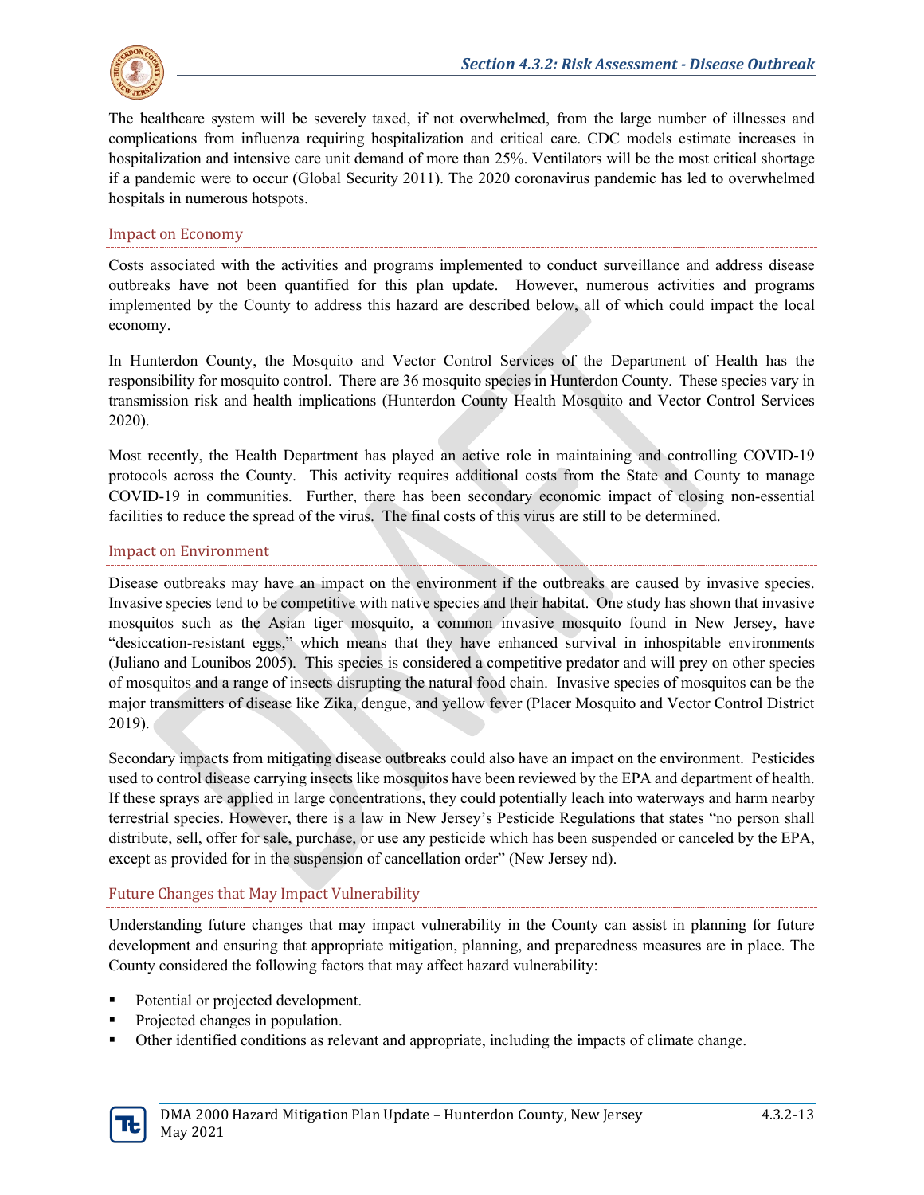The healthcare system will be severely taxed, if not overwhelmed, from the large number of illnesses and complications from influenza requiring hospitalization and critical care. CDC models estimate increases in hospitalization and intensive care unit demand of more than 25%. Ventilators will be the most critical shortage if a pandemic were to occur (Global Security 2011). The 2020 coronavirus pandemic has led to overwhelmed hospitals in numerous hotspots.

### Impact on Economy

Costs associated with the activities and programs implemented to conduct surveillance and address disease outbreaks have not been quantified for this plan update. However, numerous activities and programs implemented by the County to address this hazard are described below, all of which could impact the local economy.

In Hunterdon County, the Mosquito and Vector Control Services of the Department of Health has the responsibility for mosquito control. There are 36 mosquito species in Hunterdon County. These species vary in transmission risk and health implications (Hunterdon County Health Mosquito and Vector Control Services 2020).

Most recently, the Health Department has played an active role in maintaining and controlling COVID-19 protocols across the County. This activity requires additional costs from the State and County to manage COVID-19 in communities. Further, there has been secondary economic impact of closing non-essential facilities to reduce the spread of the virus. The final costs of this virus are still to be determined.

### Impact on Environment

Disease outbreaks may have an impact on the environment if the outbreaks are caused by invasive species. Invasive species tend to be competitive with native species and their habitat. One study has shown that invasive mosquitos such as the Asian tiger mosquito, a common invasive mosquito found in New Jersey, have "desiccation-resistant eggs," which means that they have enhanced survival in inhospitable environments (Juliano and Lounibos 2005). This species is considered a competitive predator and will prey on other species of mosquitos and a range of insects disrupting the natural food chain. Invasive species of mosquitos can be the major transmitters of disease like Zika, dengue, and yellow fever (Placer Mosquito and Vector Control District 2019).

Secondary impacts from mitigating disease outbreaks could also have an impact on the environment. Pesticides used to control disease carrying insects like mosquitos have been reviewed by the EPA and department of health. If these sprays are applied in large concentrations, they could potentially leach into waterways and harm nearby terrestrial species. However, there is a law in New Jersey's Pesticide Regulations that states "no person shall distribute, sell, offer for sale, purchase, or use any pesticide which has been suspended or canceled by the EPA, except as provided for in the suspension of cancellation order" (New Jersey nd).

### Future Changes that May Impact Vulnerability

Understanding future changes that may impact vulnerability in the County can assist in planning for future development and ensuring that appropriate mitigation, planning, and preparedness measures are in place. The County considered the following factors that may affect hazard vulnerability:

- Potential or projected development.
- Projected changes in population.
- Other identified conditions as relevant and appropriate, including the impacts of climate change.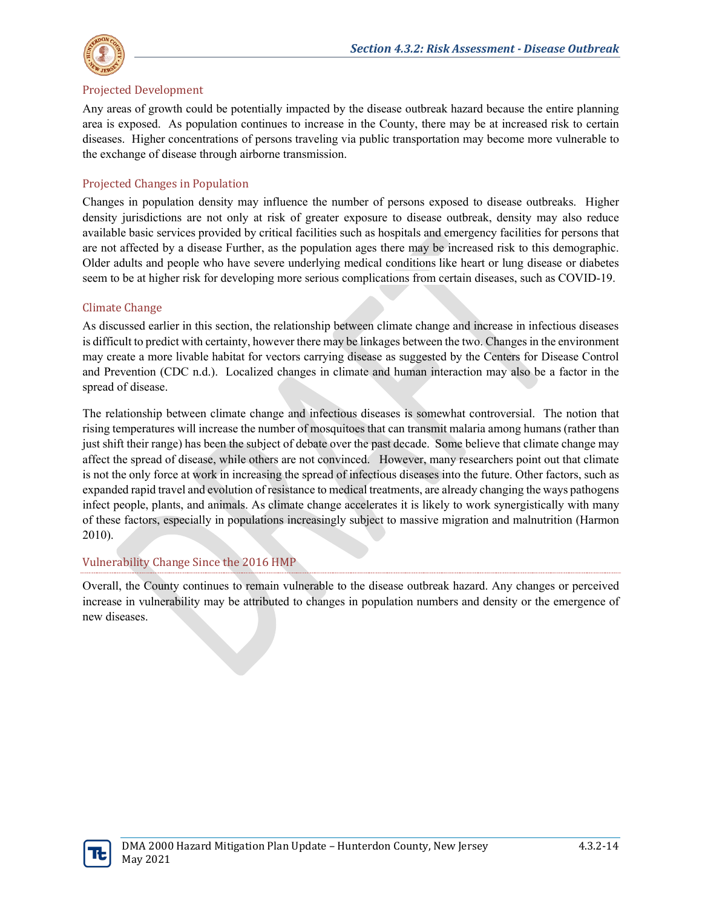### Projected Development

Any areas of growth could be potentially impacted by the disease outbreak hazard because the entire planning area is exposed. As population continues to increase in the County, there may be at increased risk to certain diseases. Higher concentrations of persons traveling via public transportation may become more vulnerable to the exchange of disease through airborne transmission.

### Projected Changes in Population

Changes in population density may influence the number of persons exposed to disease outbreaks. Higher density jurisdictions are not only at risk of greater exposure to disease outbreak, density may also reduce available basic services provided by critical facilities such as hospitals and emergency facilities for persons that are not affected by a disease Further, as the population ages there may be increased risk to this demographic. Older adults and people who have severe underlying medical conditions like heart or lung disease or diabetes seem to be at higher risk for developing more serious complications from certain diseases, such as COVID-19.

### Climate Change

As discussed earlier in this section, the relationship between climate change and increase in infectious diseases is difficult to predict with certainty, however there may be linkages between the two. Changes in the environment may create a more livable habitat for vectors carrying disease as suggested by the Centers for Disease Control and Prevention (CDC n.d.). Localized changes in climate and human interaction may also be a factor in the spread of disease.

The relationship between climate change and infectious diseases is somewhat controversial. The notion that rising temperatures will increase the number of mosquitoes that can transmit malaria among humans (rather than just shift their range) has been the subject of debate over the past decade. Some believe that climate change may affect the spread of disease, while others are not convinced. However, many researchers point out that climate is not the only force at work in increasing the spread of infectious diseases into the future. Other factors, such as expanded rapid travel and evolution of resistance to medical treatments, are already changing the ways pathogens infect people, plants, and animals. As climate change accelerates it is likely to work synergistically with many of these factors, especially in populations increasingly subject to massive migration and malnutrition (Harmon 2010).

### Vulnerability Change Since the 2016 HMP

Overall, the County continues to remain vulnerable to the disease outbreak hazard. Any changes or perceived increase in vulnerability may be attributed to changes in population numbers and density or the emergence of new diseases.